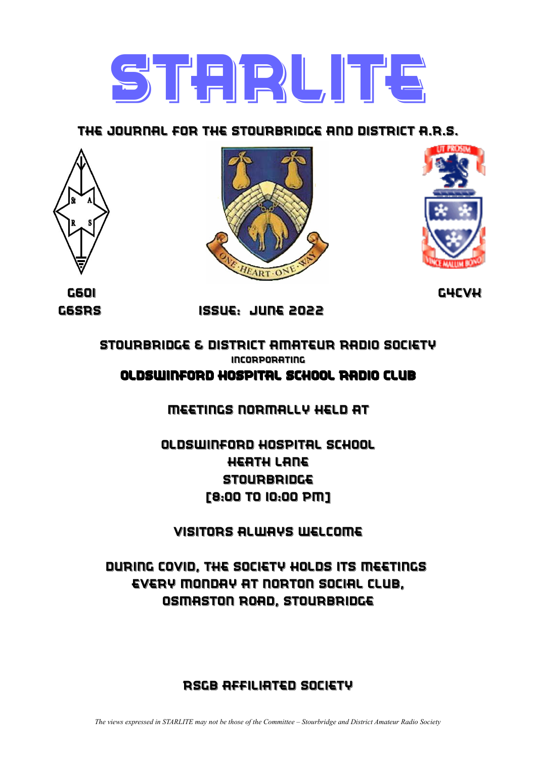# STARLITE

## THE JOURNAL FOR THE STOURBRIDGE AND DISTRICT A.R.S.

ONE · HEART · ONE · WAY

UT PROSIM

VINCE MALUM BONO

G6OI

G6SRS

G4CVK

ISSUE: JUNE 2022

## STOURBRIDGE & DISTRICT AMATEUR RADIO SOCIETY

INCORPORATING

## OLDSWINFORD HOSPITAL SCHOOL RADIO CLUB

MEETINGS NORMALLY HELD AT

OLDSWINFORD HOSPITAL SCHOOL
HEATH LANE
STOURBRIDGE
[8:00 TO 10:00 PM]

VISITORS ALWAYS WELCOME

DURING COVID, THE SOCIETY HOLDS ITS MEETINGS EVERY MONDAY AT NORTON SOCIAL CLUB, OSMASTON ROAD, STOURBRIDGE

RSGB AFFILIATED SOCIETY

*The views expressed in STARLITE may not be those of the Committee – Stourbridge and District Amateur Radio Society*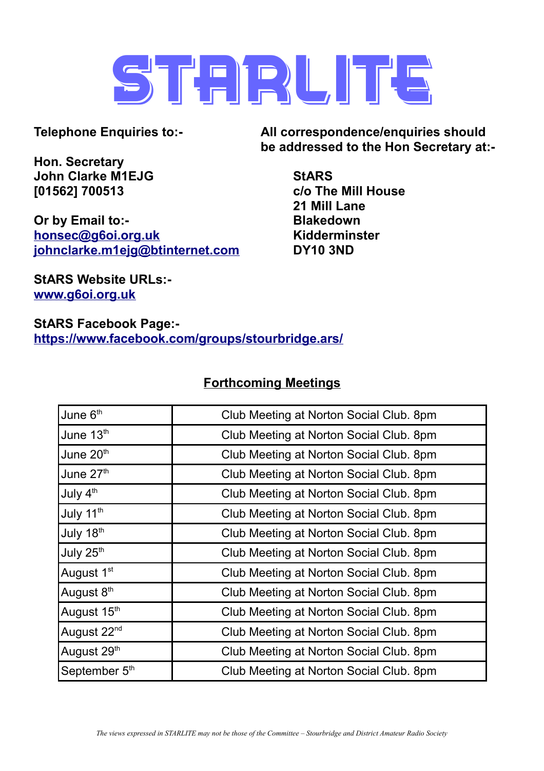# STARLITE

**Telephone Enquiries to:-**

**Hon. Secretary**
**John Clarke M1EJG**
**[01562] 700513**

**Or by Email to:-**
**honsec@g6oi.org.uk**
**johnclarke.m1ejg@btinternet.com**

**StARS Website URLs:-**
**www.g6oi.org.uk**

**StARS Facebook Page:-**
**https://www.facebook.com/groups/stourbridge.ars/**

**All correspondence/enquiries should be addressed to the Hon Secretary at:-**

**StARS**
**c/o The Mill House**
**21 Mill Lane**
**Blakedown**
**Kidderminster**
**DY10 3ND**

## Forthcoming Meetings

| | |
|---|---|
| June 6th | Club Meeting at Norton Social Club. 8pm |
| June 13th | Club Meeting at Norton Social Club. 8pm |
| June 20th | Club Meeting at Norton Social Club. 8pm |
| June 27th | Club Meeting at Norton Social Club. 8pm |
| July 4th | Club Meeting at Norton Social Club. 8pm |
| July 11th | Club Meeting at Norton Social Club. 8pm |
| July 18th | Club Meeting at Norton Social Club. 8pm |
| July 25th | Club Meeting at Norton Social Club. 8pm |
| August 1st | Club Meeting at Norton Social Club. 8pm |
| August 8th | Club Meeting at Norton Social Club. 8pm |
| August 15th | Club Meeting at Norton Social Club. 8pm |
| August 22nd | Club Meeting at Norton Social Club. 8pm |
| August 29th | Club Meeting at Norton Social Club. 8pm |
| September 5th | Club Meeting at Norton Social Club. 8pm |

*The views expressed in STARLITE may not be those of the Committee – Stourbridge and District Amateur Radio Society*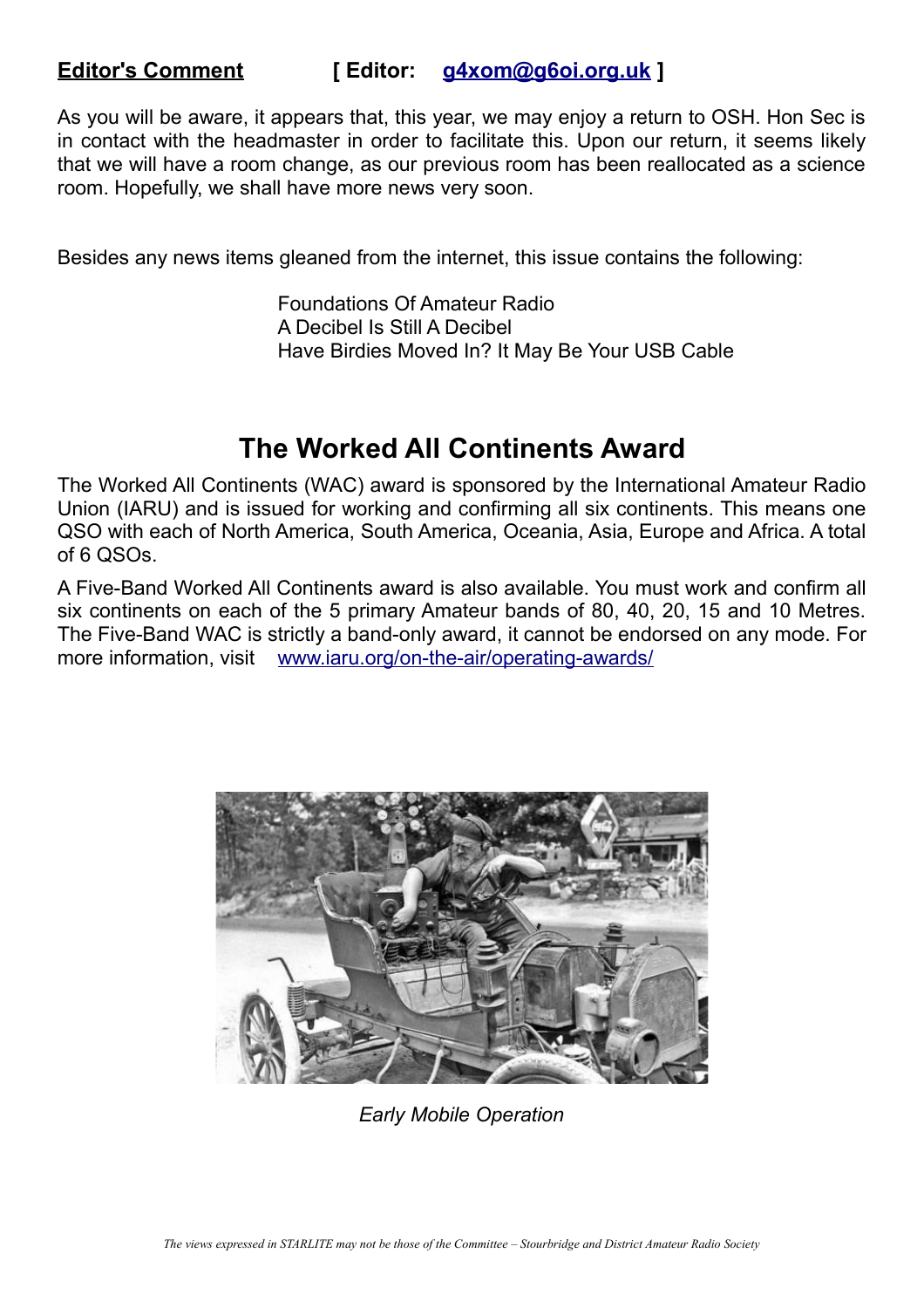**Editor's Comment** **[ Editor: g4xom@g6oi.org.uk ]**

As you will be aware, it appears that, this year, we may enjoy a return to OSH. Hon Sec is in contact with the headmaster in order to facilitate this. Upon our return, it seems likely that we will have a room change, as our previous room has been reallocated as a science room. Hopefully, we shall have more news very soon.

Besides any news items gleaned from the internet, this issue contains the following:

Foundations Of Amateur Radio
A Decibel Is Still A Decibel
Have Birdies Moved In? It May Be Your USB Cable

# The Worked All Continents Award

The Worked All Continents (WAC) award is sponsored by the International Amateur Radio Union (IARU) and is issued for working and confirming all six continents. This means one QSO with each of North America, South America, Oceania, Asia, Europe and Africa. A total of 6 QSOs.

A Five-Band Worked All Continents award is also available. You must work and confirm all six continents on each of the 5 primary Amateur bands of 80, 40, 20, 15 and 10 Metres. The Five-Band WAC is strictly a band-only award, it cannot be endorsed on any mode. For more information, visit www.iaru.org/on-the-air/operating-awards/

*Early Mobile Operation*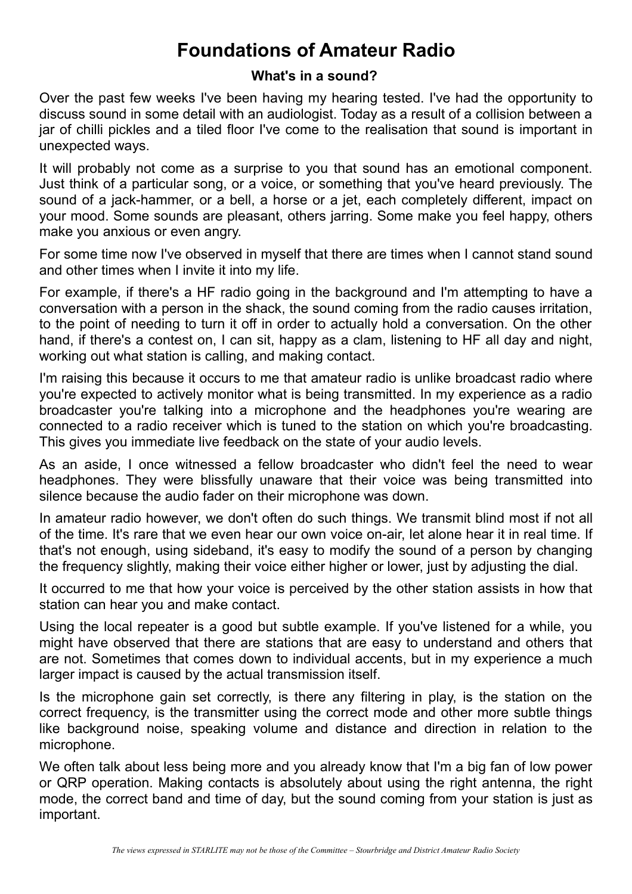# Foundations of Amateur Radio

### What's in a sound?

Over the past few weeks I've been having my hearing tested. I've had the opportunity to discuss sound in some detail with an audiologist. Today as a result of a collision between a jar of chilli pickles and a tiled floor I've come to the realisation that sound is important in unexpected ways.

It will probably not come as a surprise to you that sound has an emotional component. Just think of a particular song, or a voice, or something that you've heard previously. The sound of a jack-hammer, or a bell, a horse or a jet, each completely different, impact on your mood. Some sounds are pleasant, others jarring. Some make you feel happy, others make you anxious or even angry.

For some time now I've observed in myself that there are times when I cannot stand sound and other times when I invite it into my life.

For example, if there's a HF radio going in the background and I'm attempting to have a conversation with a person in the shack, the sound coming from the radio causes irritation, to the point of needing to turn it off in order to actually hold a conversation. On the other hand, if there's a contest on, I can sit, happy as a clam, listening to HF all day and night, working out what station is calling, and making contact.

I'm raising this because it occurs to me that amateur radio is unlike broadcast radio where you're expected to actively monitor what is being transmitted. In my experience as a radio broadcaster you're talking into a microphone and the headphones you're wearing are connected to a radio receiver which is tuned to the station on which you're broadcasting. This gives you immediate live feedback on the state of your audio levels.

As an aside, I once witnessed a fellow broadcaster who didn't feel the need to wear headphones. They were blissfully unaware that their voice was being transmitted into silence because the audio fader on their microphone was down.

In amateur radio however, we don't often do such things. We transmit blind most if not all of the time. It's rare that we even hear our own voice on-air, let alone hear it in real time. If that's not enough, using sideband, it's easy to modify the sound of a person by changing the frequency slightly, making their voice either higher or lower, just by adjusting the dial.

It occurred to me that how your voice is perceived by the other station assists in how that station can hear you and make contact.

Using the local repeater is a good but subtle example. If you've listened for a while, you might have observed that there are stations that are easy to understand and others that are not. Sometimes that comes down to individual accents, but in my experience a much larger impact is caused by the actual transmission itself.

Is the microphone gain set correctly, is there any filtering in play, is the station on the correct frequency, is the transmitter using the correct mode and other more subtle things like background noise, speaking volume and distance and direction in relation to the microphone.

We often talk about less being more and you already know that I'm a big fan of low power or QRP operation. Making contacts is absolutely about using the right antenna, the right mode, the correct band and time of day, but the sound coming from your station is just as important.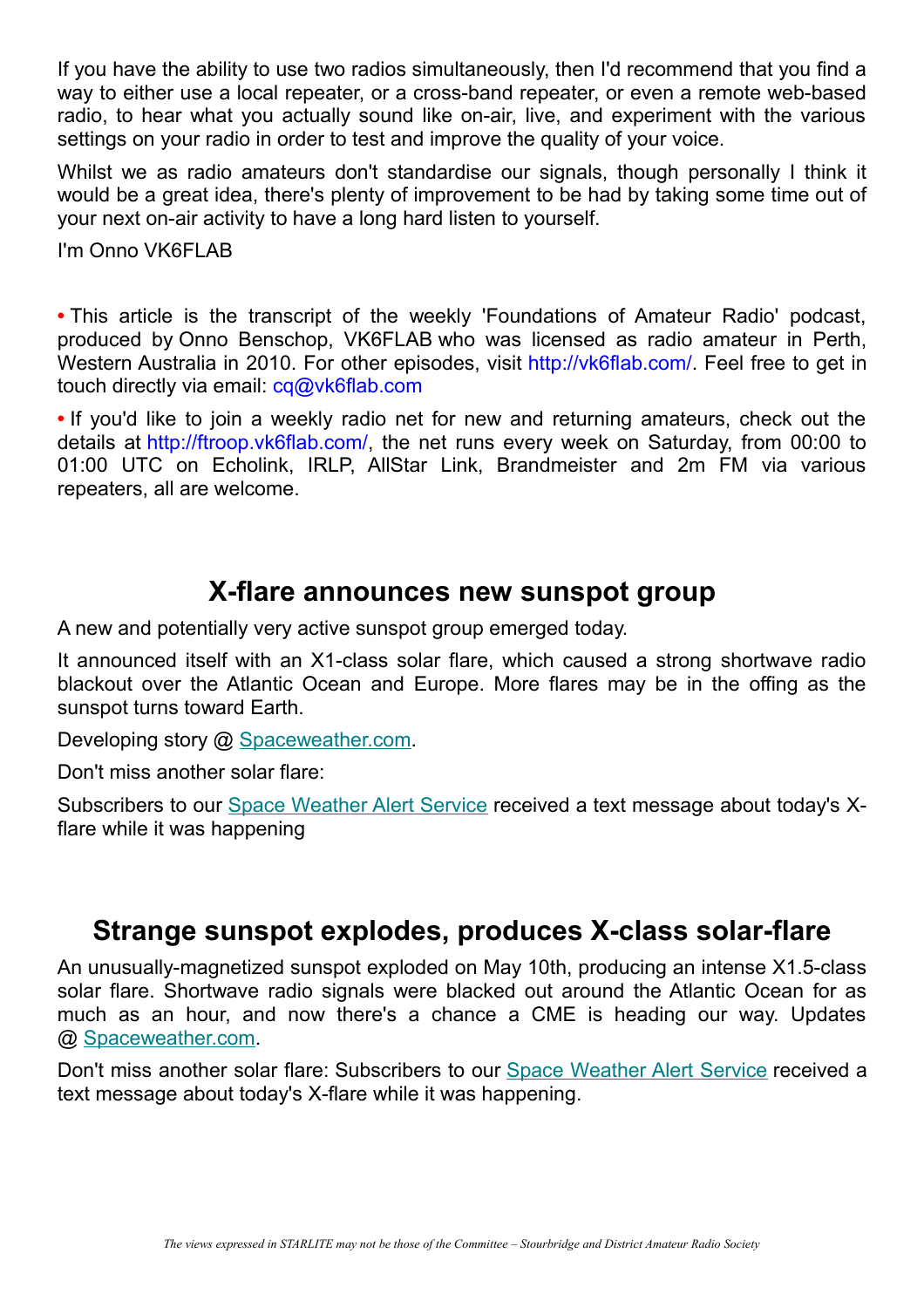If you have the ability to use two radios simultaneously, then I'd recommend that you find a way to either use a local repeater, or a cross-band repeater, or even a remote web-based radio, to hear what you actually sound like on-air, live, and experiment with the various settings on your radio in order to test and improve the quality of your voice.

Whilst we as radio amateurs don't standardise our signals, though personally I think it would be a great idea, there's plenty of improvement to be had by taking some time out of your next on-air activity to have a long hard listen to yourself.

I'm Onno VK6FLAB

• This article is the transcript of the weekly 'Foundations of Amateur Radio' podcast, produced by Onno Benschop, VK6FLAB who was licensed as radio amateur in Perth, Western Australia in 2010. For other episodes, visit http://vk6flab.com/. Feel free to get in touch directly via email: cq@vk6flab.com

• If you'd like to join a weekly radio net for new and returning amateurs, check out the details at http://ftroop.vk6flab.com/, the net runs every week on Saturday, from 00:00 to 01:00 UTC on Echolink, IRLP, AllStar Link, Brandmeister and 2m FM via various repeaters, all are welcome.

## X-flare announces new sunspot group

A new and potentially very active sunspot group emerged today.

It announced itself with an X1-class solar flare, which caused a strong shortwave radio blackout over the Atlantic Ocean and Europe. More flares may be in the offing as the sunspot turns toward Earth.

Developing story @ Spaceweather.com.

Don't miss another solar flare:

Subscribers to our Space Weather Alert Service received a text message about today's X-flare while it was happening

## Strange sunspot explodes, produces X-class solar-flare

An unusually-magnetized sunspot exploded on May 10th, producing an intense X1.5-class solar flare. Shortwave radio signals were blacked out around the Atlantic Ocean for as much as an hour, and now there's a chance a CME is heading our way. Updates @ Spaceweather.com.

Don't miss another solar flare: Subscribers to our Space Weather Alert Service received a text message about today's X-flare while it was happening.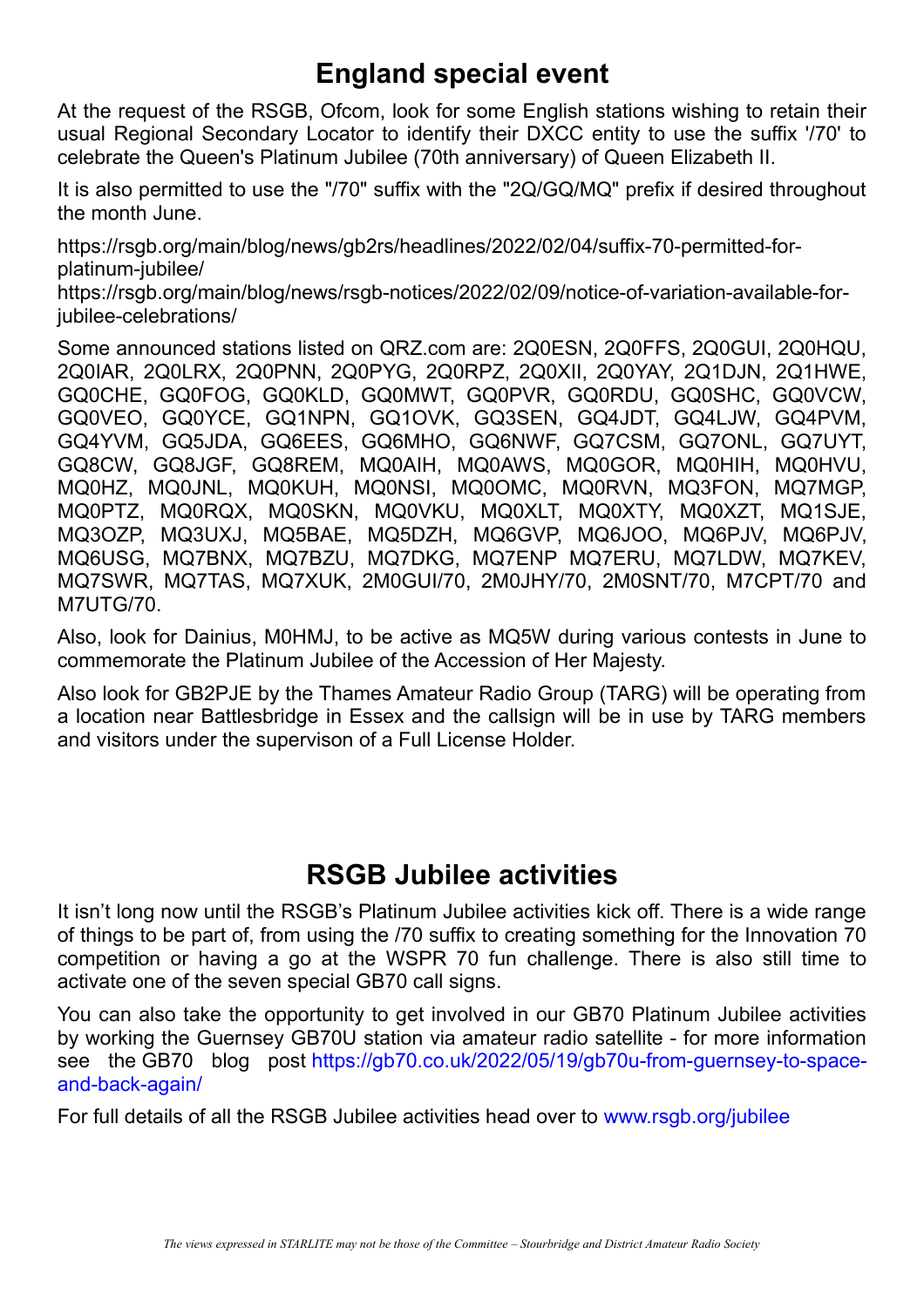## England special event

At the request of the RSGB, Ofcom, look for some English stations wishing to retain their usual Regional Secondary Locator to identify their DXCC entity to use the suffix '/70' to celebrate the Queen's Platinum Jubilee (70th anniversary) of Queen Elizabeth II.

It is also permitted to use the "/70" suffix with the "2Q/GQ/MQ" prefix if desired throughout the month June.

https://rsgb.org/main/blog/news/gb2rs/headlines/2022/02/04/suffix-70-permitted-for-platinum-jubilee/
https://rsgb.org/main/blog/news/rsgb-notices/2022/02/09/notice-of-variation-available-for-jubilee-celebrations/

Some announced stations listed on QRZ.com are: 2Q0ESN, 2Q0FFS, 2Q0GUI, 2Q0HQU, 2Q0IAR, 2Q0LRX, 2Q0PNN, 2Q0PYG, 2Q0RPZ, 2Q0XII, 2Q0YAY, 2Q1DJN, 2Q1HWE, GQ0CHE, GQ0FOG, GQ0KLD, GQ0MWT, GQ0PVR, GQ0RDU, GQ0SHC, GQ0VCW, GQ0VEO, GQ0YCE, GQ1NPN, GQ1OVK, GQ3SEN, GQ4JDT, GQ4LJW, GQ4PVM, GQ4YVM, GQ5JDA, GQ6EES, GQ6MHO, GQ6NWF, GQ7CSM, GQ7ONL, GQ7UYT, GQ8CW, GQ8JGF, GQ8REM, MQ0AIH, MQ0AWS, MQ0GOR, MQ0HIH, MQ0HVU, MQ0HZ, MQ0JNL, MQ0KUH, MQ0NSI, MQ0OMC, MQ0RVN, MQ3FON, MQ7MGP, MQ0PTZ, MQ0RQX, MQ0SKN, MQ0VKU, MQ0XLT, MQ0XTY, MQ0XZT, MQ1SJE, MQ3OZP, MQ3UXJ, MQ5BAE, MQ5DZH, MQ6GVP, MQ6JOO, MQ6PJV, MQ6PJV, MQ6USG, MQ7BNX, MQ7BZU, MQ7DKG, MQ7ENP MQ7ERU, MQ7LDW, MQ7KEV, MQ7SWR, MQ7TAS, MQ7XUK, 2M0GUI/70, 2M0JHY/70, 2M0SNT/70, M7CPT/70 and M7UTG/70.

Also, look for Dainius, M0HMJ, to be active as MQ5W during various contests in June to commemorate the Platinum Jubilee of the Accession of Her Majesty.

Also look for GB2PJE by the Thames Amateur Radio Group (TARG) will be operating from a location near Battlesbridge in Essex and the callsign will be in use by TARG members and visitors under the supervison of a Full License Holder.

## RSGB Jubilee activities

It isn't long now until the RSGB's Platinum Jubilee activities kick off. There is a wide range of things to be part of, from using the /70 suffix to creating something for the Innovation 70 competition or having a go at the WSPR 70 fun challenge. There is also still time to activate one of the seven special GB70 call signs.

You can also take the opportunity to get involved in our GB70 Platinum Jubilee activities by working the Guernsey GB70U station via amateur radio satellite - for more information see the GB70 blog post https://gb70.co.uk/2022/05/19/gb70u-from-guernsey-to-space-and-back-again/

For full details of all the RSGB Jubilee activities head over to www.rsgb.org/jubilee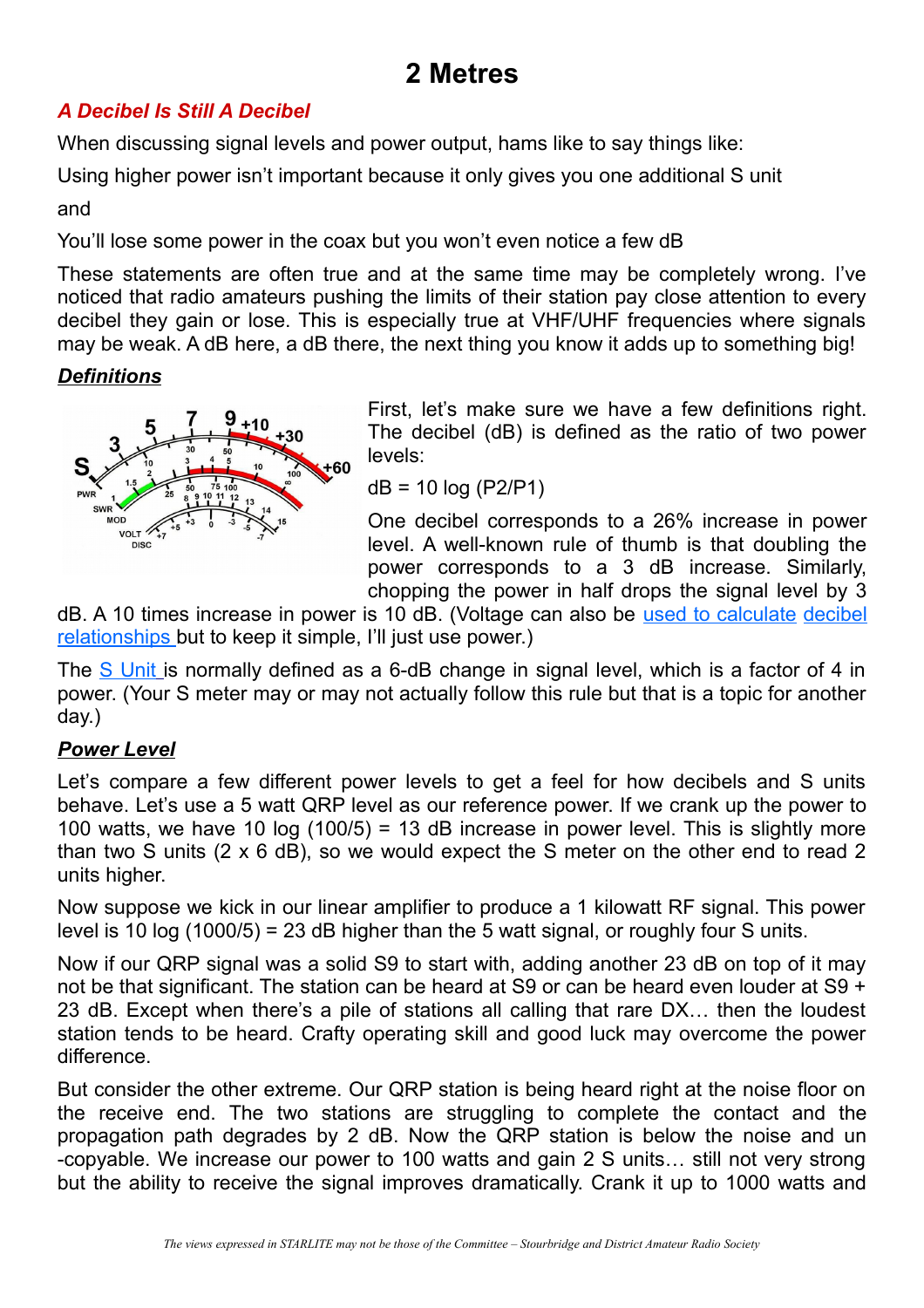# 2 Metres

## *A Decibel Is Still A Decibel*

When discussing signal levels and power output, hams like to say things like:

Using higher power isn't important because it only gives you one additional S unit

and

You'll lose some power in the coax but you won't even notice a few dB

These statements are often true and at the same time may be completely wrong. I've noticed that radio amateurs pushing the limits of their station pay close attention to every decibel they gain or lose. This is especially true at VHF/UHF frequencies where signals may be weak. A dB here, a dB there, the next thing you know it adds up to something big!

### *Definitions*

First, let's make sure we have a few definitions right. The decibel (dB) is defined as the ratio of two power levels:

$$dB = 10 \log (P2/P1)$$

One decibel corresponds to a 26% increase in power level. A well-known rule of thumb is that doubling the power corresponds to a 3 dB increase. Similarly, chopping the power in half drops the signal level by 3 dB. A 10 times increase in power is 10 dB. (Voltage can also be used to calculate decibel relationships but to keep it simple, I'll just use power.)

The S Unit is normally defined as a 6-dB change in signal level, which is a factor of 4 in power. (Your S meter may or may not actually follow this rule but that is a topic for another day.)

### *Power Level*

Let's compare a few different power levels to get a feel for how decibels and S units behave. Let's use a 5 watt QRP level as our reference power. If we crank up the power to 100 watts, we have 10 log (100/5) = 13 dB increase in power level. This is slightly more than two S units (2 x 6 dB), so we would expect the S meter on the other end to read 2 units higher.

Now suppose we kick in our linear amplifier to produce a 1 kilowatt RF signal. This power level is 10 log (1000/5) = 23 dB higher than the 5 watt signal, or roughly four S units.

Now if our QRP signal was a solid S9 to start with, adding another 23 dB on top of it may not be that significant. The station can be heard at S9 or can be heard even louder at S9 + 23 dB. Except when there's a pile of stations all calling that rare DX… then the loudest station tends to be heard. Crafty operating skill and good luck may overcome the power difference.

But consider the other extreme. Our QRP station is being heard right at the noise floor on the receive end. The two stations are struggling to complete the contact and the propagation path degrades by 2 dB. Now the QRP station is below the noise and un-copyable. We increase our power to 100 watts and gain 2 S units… still not very strong but the ability to receive the signal improves dramatically. Crank it up to 1000 watts and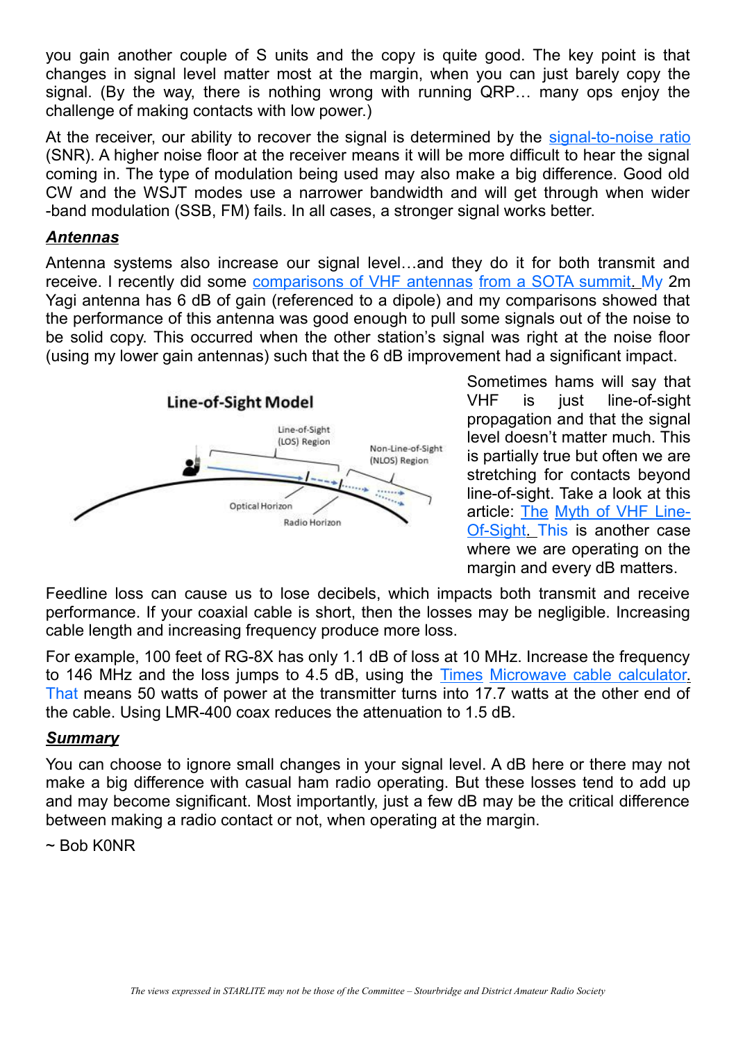you gain another couple of S units and the copy is quite good. The key point is that changes in signal level matter most at the margin, when you can just barely copy the signal. (By the way, there is nothing wrong with running QRP… many ops enjoy the challenge of making contacts with low power.)

At the receiver, our ability to recover the signal is determined by the signal-to-noise ratio (SNR). A higher noise floor at the receiver means it will be more difficult to hear the signal coming in. The type of modulation being used may also make a big difference. Good old CW and the WSJT modes use a narrower bandwidth and will get through when wider -band modulation (SSB, FM) fails. In all cases, a stronger signal works better.

## *Antennas*

Antenna systems also increase our signal level…and they do it for both transmit and receive. I recently did some comparisons of VHF antennas from a SOTA summit. My 2m Yagi antenna has 6 dB of gain (referenced to a dipole) and my comparisons showed that the performance of this antenna was good enough to pull some signals out of the noise to be solid copy. This occurred when the other station's signal was right at the noise floor (using my lower gain antennas) such that the 6 dB improvement had a significant impact.

Sometimes hams will say that VHF is just line-of-sight propagation and that the signal level doesn't matter much. This is partially true but often we are stretching for contacts beyond line-of-sight. Take a look at this article: The Myth of VHF Line-Of-Sight. This is another case where we are operating on the margin and every dB matters.

Feedline loss can cause us to lose decibels, which impacts both transmit and receive performance. If your coaxial cable is short, then the losses may be negligible. Increasing cable length and increasing frequency produce more loss.

For example, 100 feet of RG-8X has only 1.1 dB of loss at 10 MHz. Increase the frequency to 146 MHz and the loss jumps to 4.5 dB, using the Times Microwave cable calculator. That means 50 watts of power at the transmitter turns into 17.7 watts at the other end of the cable. Using LMR-400 coax reduces the attenuation to 1.5 dB.

## *Summary*

You can choose to ignore small changes in your signal level. A dB here or there may not make a big difference with casual ham radio operating. But these losses tend to add up and may become significant. Most importantly, just a few dB may be the critical difference between making a radio contact or not, when operating at the margin.

~ Bob K0NR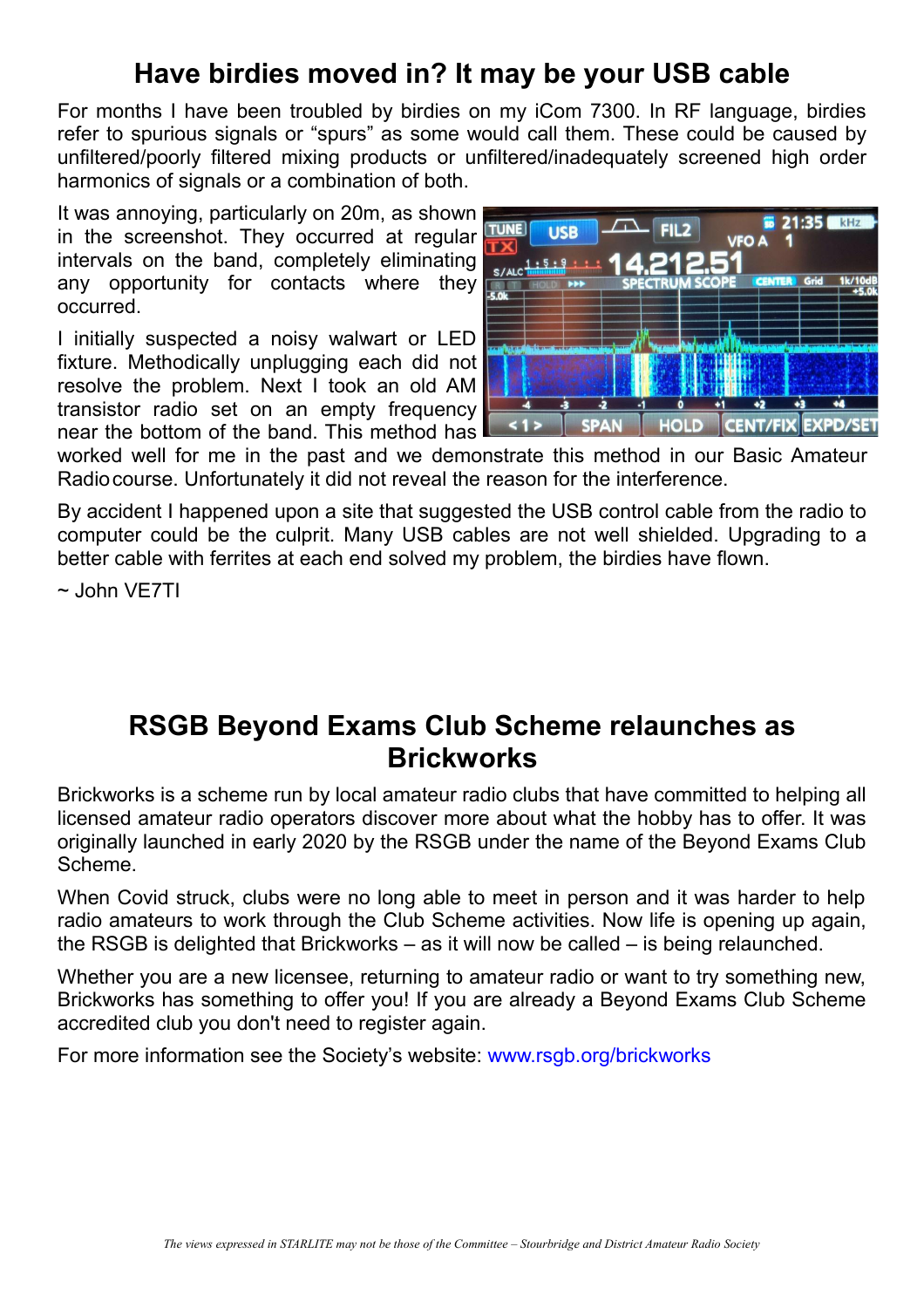# Have birdies moved in? It may be your USB cable

For months I have been troubled by birdies on my iCom 7300. In RF language, birdies refer to spurious signals or "spurs" as some would call them. These could be caused by unfiltered/poorly filtered mixing products or unfiltered/inadequately screened high order harmonics of signals or a combination of both.

It was annoying, particularly on 20m, as shown in the screenshot. They occurred at regular intervals on the band, completely eliminating any opportunity for contacts where they occurred.

I initially suspected a noisy walwart or LED fixture. Methodically unplugging each did not resolve the problem. Next I took an old AM transistor radio set on an empty frequency near the bottom of the band. This method has worked well for me in the past and we demonstrate this method in our Basic Amateur Radio course. Unfortunately it did not reveal the reason for the interference.

By accident I happened upon a site that suggested the USB control cable from the radio to computer could be the culprit. Many USB cables are not well shielded. Upgrading to a better cable with ferrites at each end solved my problem, the birdies have flown.

~ John VE7TI

# RSGB Beyond Exams Club Scheme relaunches as Brickworks

Brickworks is a scheme run by local amateur radio clubs that have committed to helping all licensed amateur radio operators discover more about what the hobby has to offer. It was originally launched in early 2020 by the RSGB under the name of the Beyond Exams Club Scheme.

When Covid struck, clubs were no long able to meet in person and it was harder to help radio amateurs to work through the Club Scheme activities. Now life is opening up again, the RSGB is delighted that Brickworks – as it will now be called – is being relaunched.

Whether you are a new licensee, returning to amateur radio or want to try something new, Brickworks has something to offer you! If you are already a Beyond Exams Club Scheme accredited club you don't need to register again.

For more information see the Society's website: www.rsgb.org/brickworks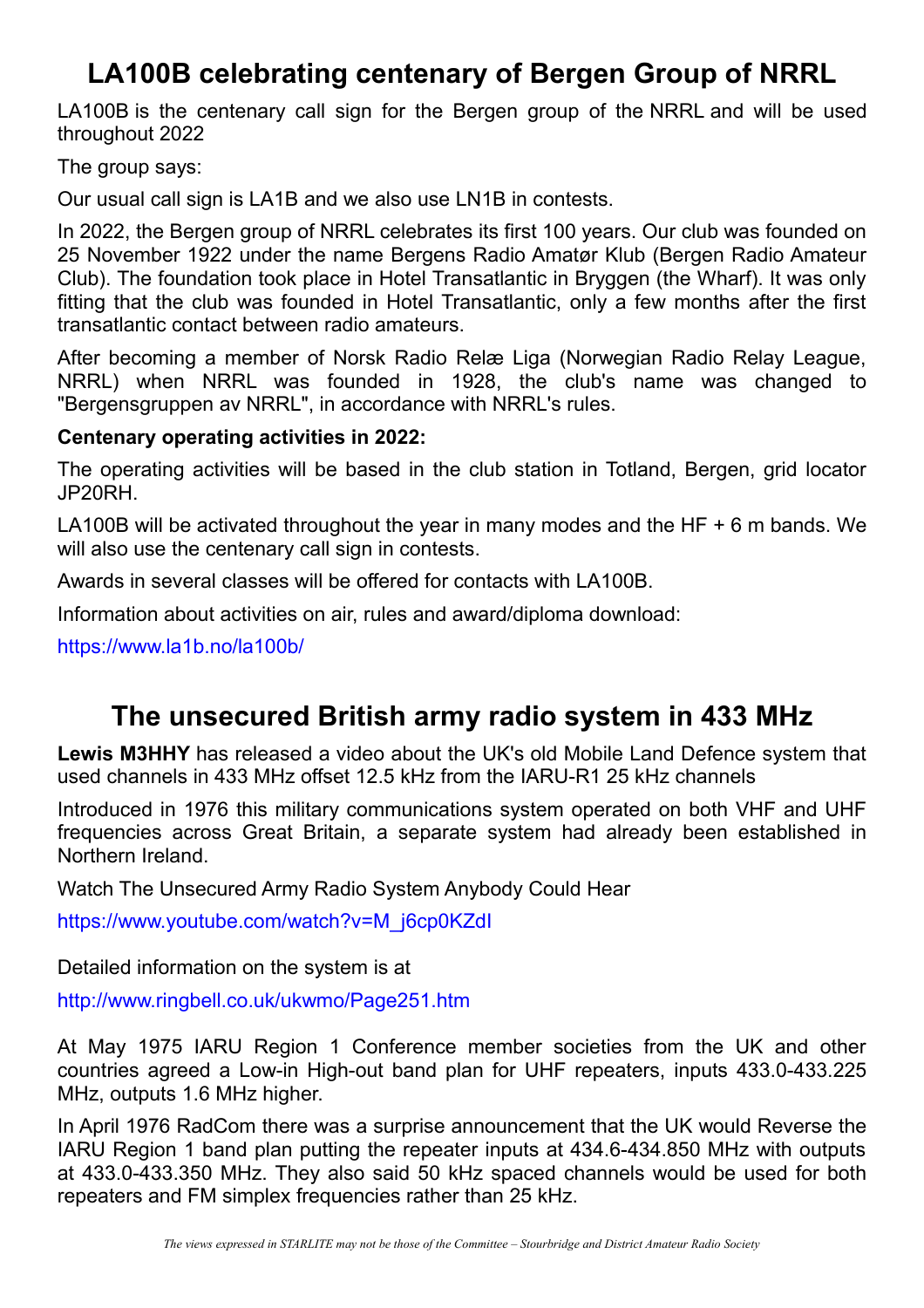# LA100B celebrating centenary of Bergen Group of NRRL

LA100B is the centenary call sign for the Bergen group of the NRRL and will be used throughout 2022

The group says:

Our usual call sign is LA1B and we also use LN1B in contests.

In 2022, the Bergen group of NRRL celebrates its first 100 years. Our club was founded on 25 November 1922 under the name Bergens Radio Amatør Klub (Bergen Radio Amateur Club). The foundation took place in Hotel Transatlantic in Bryggen (the Wharf). It was only fitting that the club was founded in Hotel Transatlantic, only a few months after the first transatlantic contact between radio amateurs.

After becoming a member of Norsk Radio Relæ Liga (Norwegian Radio Relay League, NRRL) when NRRL was founded in 1928, the club's name was changed to "Bergensgruppen av NRRL", in accordance with NRRL's rules.

**Centenary operating activities in 2022:**

The operating activities will be based in the club station in Totland, Bergen, grid locator JP20RH.

LA100B will be activated throughout the year in many modes and the HF + 6 m bands. We will also use the centenary call sign in contests.

Awards in several classes will be offered for contacts with LA100B.

Information about activities on air, rules and award/diploma download:

https://www.la1b.no/la100b/

# The unsecured British army radio system in 433 MHz

**Lewis M3HHY** has released a video about the UK's old Mobile Land Defence system that used channels in 433 MHz offset 12.5 kHz from the IARU-R1 25 kHz channels

Introduced in 1976 this military communications system operated on both VHF and UHF frequencies across Great Britain, a separate system had already been established in Northern Ireland.

Watch The Unsecured Army Radio System Anybody Could Hear

https://www.youtube.com/watch?v=M_j6cp0KZdI

Detailed information on the system is at

http://www.ringbell.co.uk/ukwmo/Page251.htm

At May 1975 IARU Region 1 Conference member societies from the UK and other countries agreed a Low-in High-out band plan for UHF repeaters, inputs 433.0-433.225 MHz, outputs 1.6 MHz higher.

In April 1976 RadCom there was a surprise announcement that the UK would Reverse the IARU Region 1 band plan putting the repeater inputs at 434.6-434.850 MHz with outputs at 433.0-433.350 MHz. They also said 50 kHz spaced channels would be used for both repeaters and FM simplex frequencies rather than 25 kHz.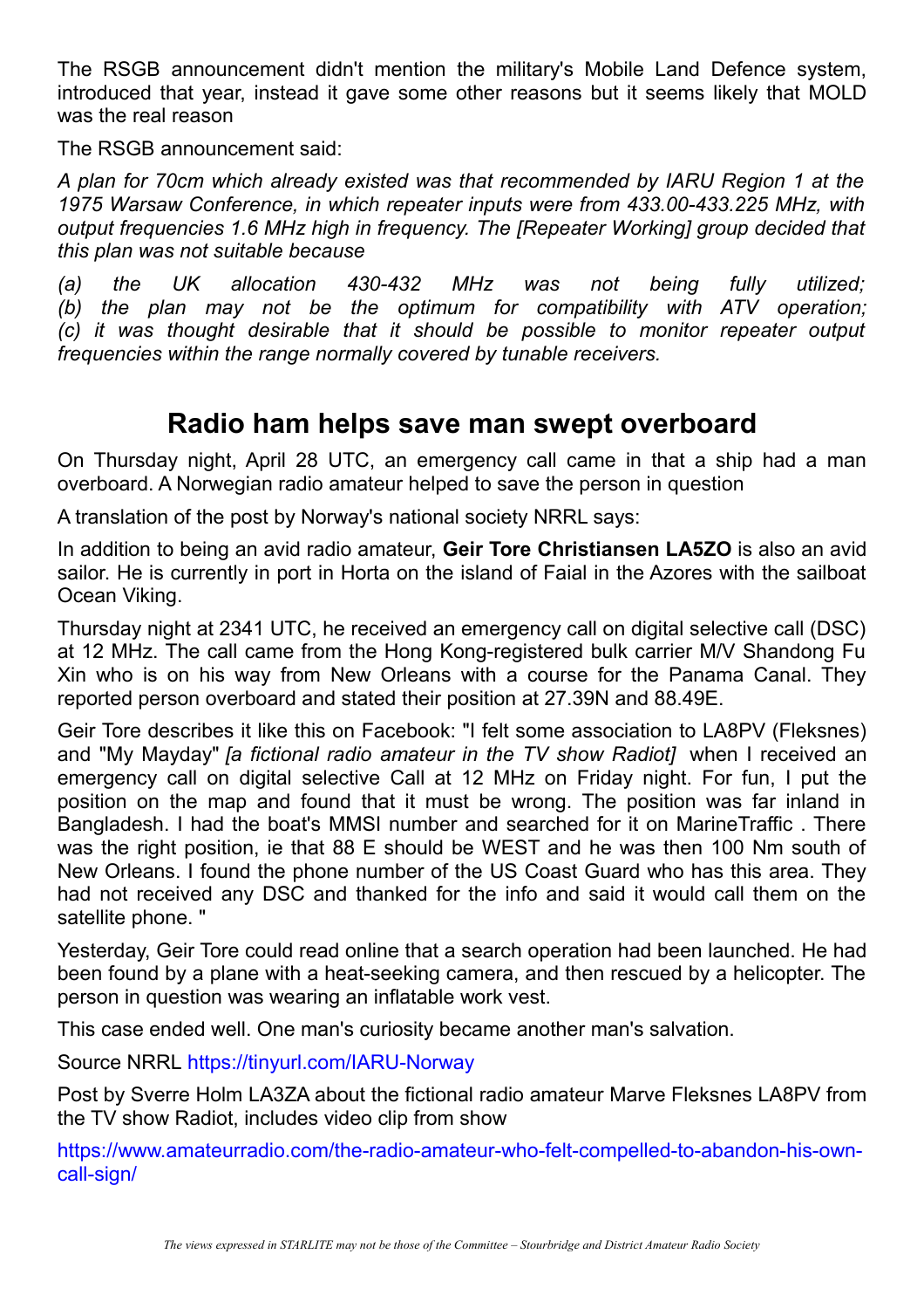The RSGB announcement didn't mention the military's Mobile Land Defence system, introduced that year, instead it gave some other reasons but it seems likely that MOLD was the real reason

The RSGB announcement said:

*A plan for 70cm which already existed was that recommended by IARU Region 1 at the 1975 Warsaw Conference, in which repeater inputs were from 433.00-433.225 MHz, with output frequencies 1.6 MHz high in frequency. The [Repeater Working] group decided that this plan was not suitable because*

*(a) the UK allocation 430-432 MHz was not being fully utilized;*
*(b) the plan may not be the optimum for compatibility with ATV operation;*
*(c) it was thought desirable that it should be possible to monitor repeater output frequencies within the range normally covered by tunable receivers.*

## Radio ham helps save man swept overboard

On Thursday night, April 28 UTC, an emergency call came in that a ship had a man overboard. A Norwegian radio amateur helped to save the person in question

A translation of the post by Norway's national society NRRL says:

In addition to being an avid radio amateur, **Geir Tore Christiansen LA5ZO** is also an avid sailor. He is currently in port in Horta on the island of Faial in the Azores with the sailboat Ocean Viking.

Thursday night at 2341 UTC, he received an emergency call on digital selective call (DSC) at 12 MHz. The call came from the Hong Kong-registered bulk carrier M/V Shandong Fu Xin who is on his way from New Orleans with a course for the Panama Canal. They reported person overboard and stated their position at 27.39N and 88.49E.

Geir Tore describes it like this on Facebook: "I felt some association to LA8PV (Fleksnes) and "My Mayday" *[a fictional radio amateur in the TV show Radiot]* when I received an emergency call on digital selective Call at 12 MHz on Friday night. For fun, I put the position on the map and found that it must be wrong. The position was far inland in Bangladesh. I had the boat's MMSI number and searched for it on MarineTraffic . There was the right position, ie that 88 E should be WEST and he was then 100 Nm south of New Orleans. I found the phone number of the US Coast Guard who has this area. They had not received any DSC and thanked for the info and said it would call them on the satellite phone. "

Yesterday, Geir Tore could read online that a search operation had been launched. He had been found by a plane with a heat-seeking camera, and then rescued by a helicopter. The person in question was wearing an inflatable work vest.

This case ended well. One man's curiosity became another man's salvation.

Source NRRL https://tinyurl.com/IARU-Norway

Post by Sverre Holm LA3ZA about the fictional radio amateur Marve Fleksnes LA8PV from the TV show Radiot, includes video clip from show

https://www.amateurradio.com/the-radio-amateur-who-felt-compelled-to-abandon-his-own-call-sign/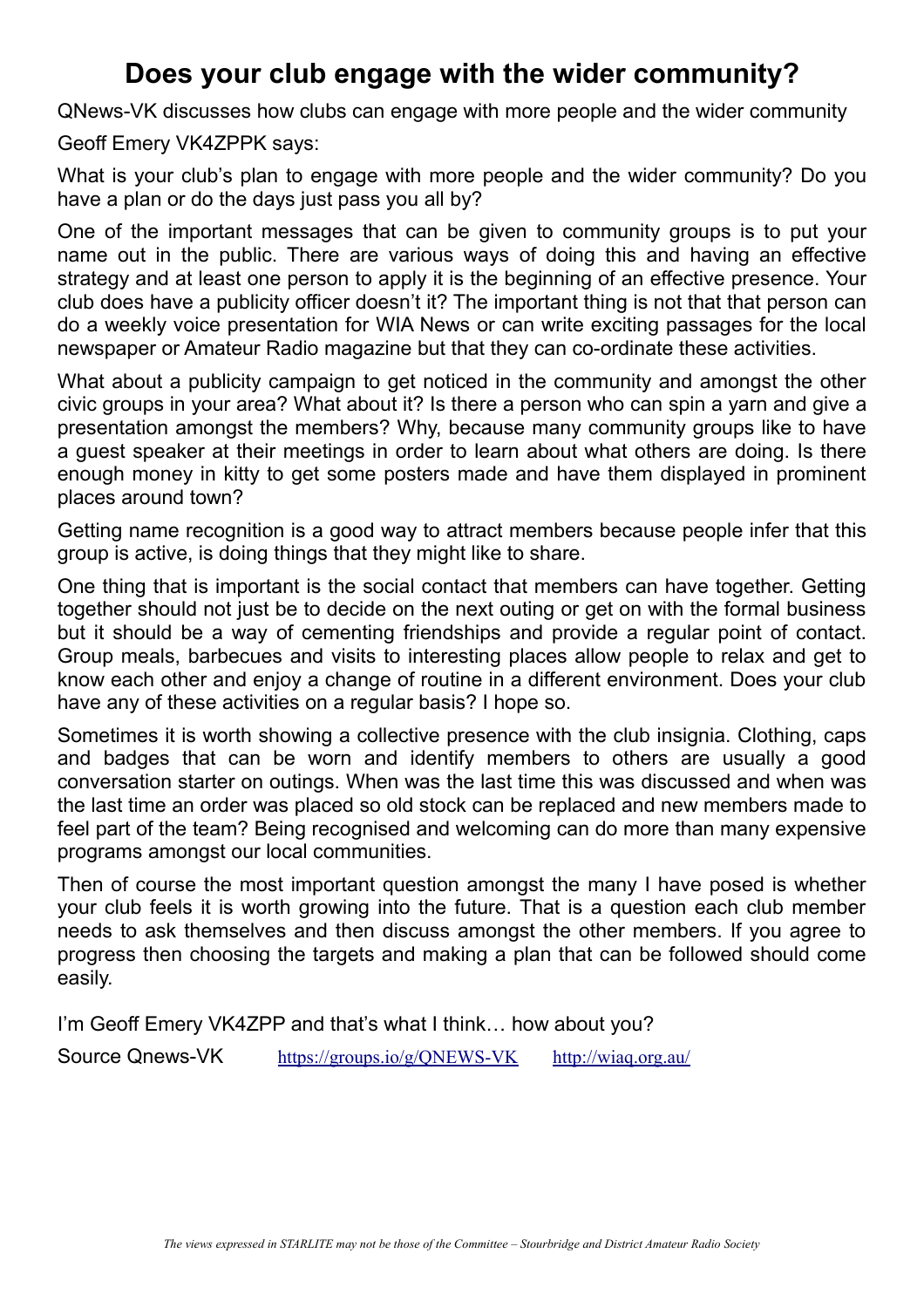# Does your club engage with the wider community?

QNews-VK discusses how clubs can engage with more people and the wider community

Geoff Emery VK4ZPPK says:

What is your club's plan to engage with more people and the wider community? Do you have a plan or do the days just pass you all by?

One of the important messages that can be given to community groups is to put your name out in the public. There are various ways of doing this and having an effective strategy and at least one person to apply it is the beginning of an effective presence. Your club does have a publicity officer doesn't it? The important thing is not that that person can do a weekly voice presentation for WIA News or can write exciting passages for the local newspaper or Amateur Radio magazine but that they can co-ordinate these activities.

What about a publicity campaign to get noticed in the community and amongst the other civic groups in your area? What about it? Is there a person who can spin a yarn and give a presentation amongst the members? Why, because many community groups like to have a guest speaker at their meetings in order to learn about what others are doing. Is there enough money in kitty to get some posters made and have them displayed in prominent places around town?

Getting name recognition is a good way to attract members because people infer that this group is active, is doing things that they might like to share.

One thing that is important is the social contact that members can have together. Getting together should not just be to decide on the next outing or get on with the formal business but it should be a way of cementing friendships and provide a regular point of contact. Group meals, barbecues and visits to interesting places allow people to relax and get to know each other and enjoy a change of routine in a different environment. Does your club have any of these activities on a regular basis? I hope so.

Sometimes it is worth showing a collective presence with the club insignia. Clothing, caps and badges that can be worn and identify members to others are usually a good conversation starter on outings. When was the last time this was discussed and when was the last time an order was placed so old stock can be replaced and new members made to feel part of the team? Being recognised and welcoming can do more than many expensive programs amongst our local communities.

Then of course the most important question amongst the many I have posed is whether your club feels it is worth growing into the future. That is a question each club member needs to ask themselves and then discuss amongst the other members. If you agree to progress then choosing the targets and making a plan that can be followed should come easily.

I'm Geoff Emery VK4ZPP and that's what I think… how about you?

Source Qnews-VK https://groups.io/g/QNEWS-VK http://wiaq.org.au/

*The views expressed in STARLITE may not be those of the Committee – Stourbridge and District Amateur Radio Society*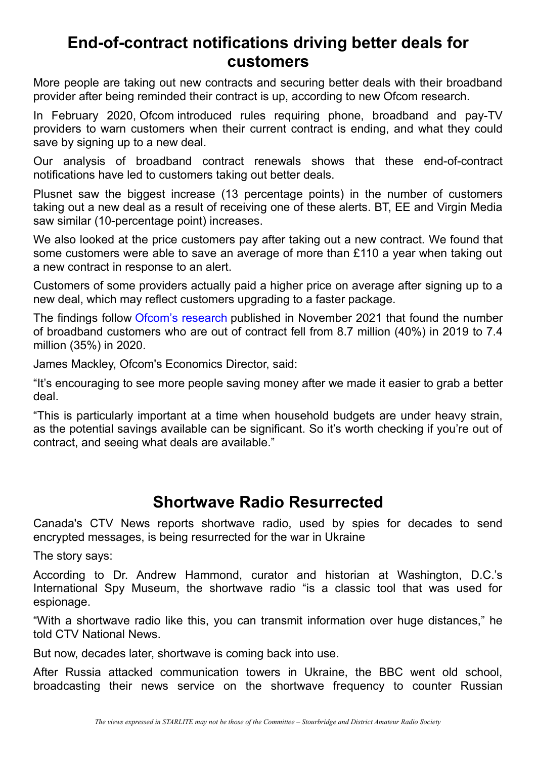## End-of-contract notifications driving better deals for customers

More people are taking out new contracts and securing better deals with their broadband provider after being reminded their contract is up, according to new Ofcom research.

In February 2020, Ofcom introduced rules requiring phone, broadband and pay-TV providers to warn customers when their current contract is ending, and what they could save by signing up to a new deal.

Our analysis of broadband contract renewals shows that these end-of-contract notifications have led to customers taking out better deals.

Plusnet saw the biggest increase (13 percentage points) in the number of customers taking out a new deal as a result of receiving one of these alerts. BT, EE and Virgin Media saw similar (10-percentage point) increases.

We also looked at the price customers pay after taking out a new contract. We found that some customers were able to save an average of more than £110 a year when taking out a new contract in response to an alert.

Customers of some providers actually paid a higher price on average after signing up to a new deal, which may reflect customers upgrading to a faster package.

The findings follow Ofcom's research published in November 2021 that found the number of broadband customers who are out of contract fell from 8.7 million (40%) in 2019 to 7.4 million (35%) in 2020.

James Mackley, Ofcom's Economics Director, said:

"It's encouraging to see more people saving money after we made it easier to grab a better deal.

"This is particularly important at a time when household budgets are under heavy strain, as the potential savings available can be significant. So it's worth checking if you're out of contract, and seeing what deals are available."

## Shortwave Radio Resurrected

Canada's CTV News reports shortwave radio, used by spies for decades to send encrypted messages, is being resurrected for the war in Ukraine

The story says:

According to Dr. Andrew Hammond, curator and historian at Washington, D.C.'s International Spy Museum, the shortwave radio "is a classic tool that was used for espionage.

"With a shortwave radio like this, you can transmit information over huge distances," he told CTV National News.

But now, decades later, shortwave is coming back into use.

After Russia attacked communication towers in Ukraine, the BBC went old school, broadcasting their news service on the shortwave frequency to counter Russian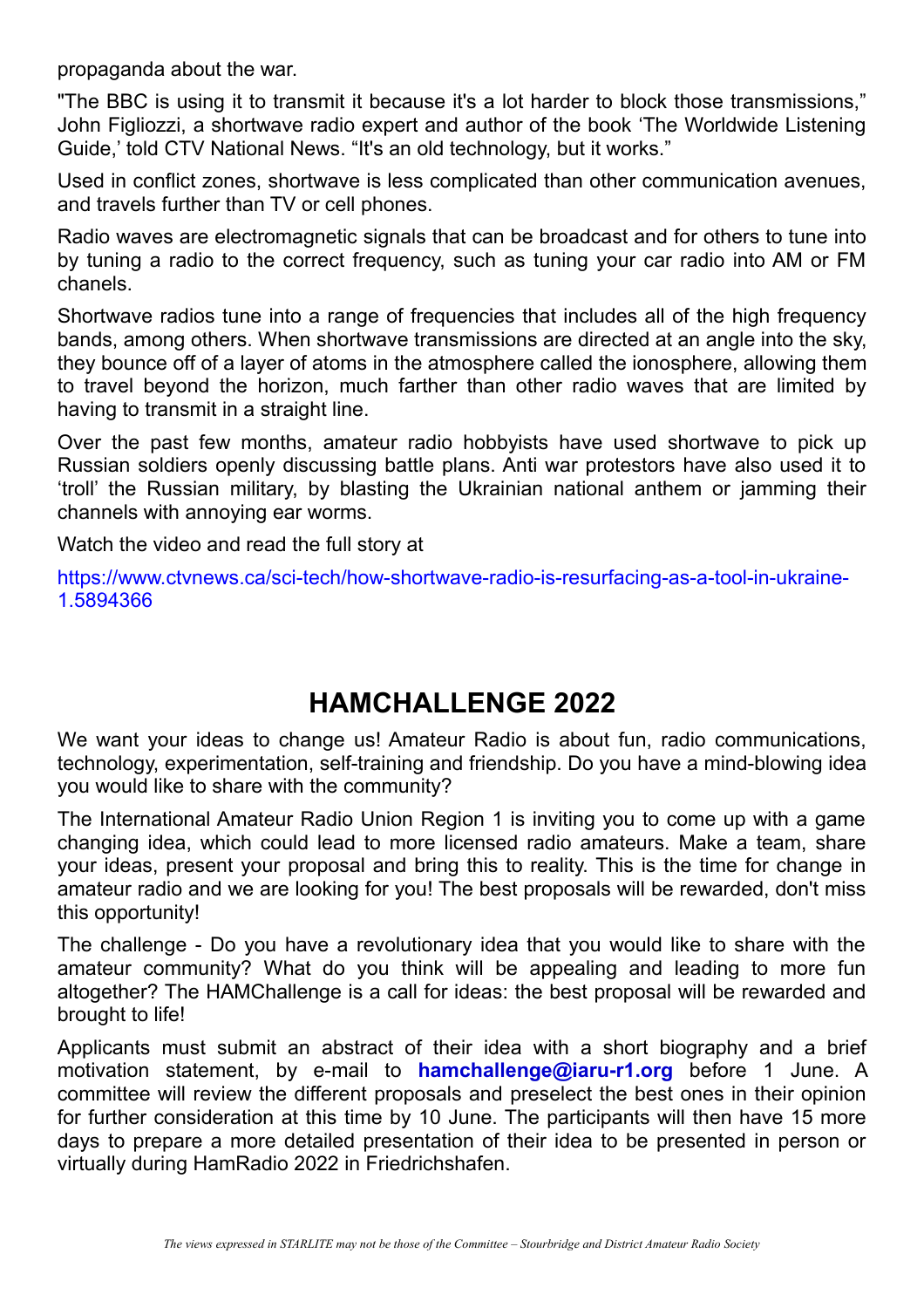propaganda about the war.

"The BBC is using it to transmit it because it's a lot harder to block those transmissions," John Figliozzi, a shortwave radio expert and author of the book 'The Worldwide Listening Guide,' told CTV National News. "It's an old technology, but it works."

Used in conflict zones, shortwave is less complicated than other communication avenues, and travels further than TV or cell phones.

Radio waves are electromagnetic signals that can be broadcast and for others to tune into by tuning a radio to the correct frequency, such as tuning your car radio into AM or FM chanels.

Shortwave radios tune into a range of frequencies that includes all of the high frequency bands, among others. When shortwave transmissions are directed at an angle into the sky, they bounce off of a layer of atoms in the atmosphere called the ionosphere, allowing them to travel beyond the horizon, much farther than other radio waves that are limited by having to transmit in a straight line.

Over the past few months, amateur radio hobbyists have used shortwave to pick up Russian soldiers openly discussing battle plans. Anti war protestors have also used it to 'troll' the Russian military, by blasting the Ukrainian national anthem or jamming their channels with annoying ear worms.

Watch the video and read the full story at

https://www.ctvnews.ca/sci-tech/how-shortwave-radio-is-resurfacing-as-a-tool-in-ukraine-1.5894366

## HAMCHALLENGE 2022

We want your ideas to change us! Amateur Radio is about fun, radio communications, technology, experimentation, self-training and friendship. Do you have a mind-blowing idea you would like to share with the community?

The International Amateur Radio Union Region 1 is inviting you to come up with a game changing idea, which could lead to more licensed radio amateurs. Make a team, share your ideas, present your proposal and bring this to reality. This is the time for change in amateur radio and we are looking for you! The best proposals will be rewarded, don't miss this opportunity!

The challenge - Do you have a revolutionary idea that you would like to share with the amateur community? What do you think will be appealing and leading to more fun altogether? The HAMChallenge is a call for ideas: the best proposal will be rewarded and brought to life!

Applicants must submit an abstract of their idea with a short biography and a brief motivation statement, by e-mail to **hamchallenge@iaru-r1.org** before 1 June. A committee will review the different proposals and preselect the best ones in their opinion for further consideration at this time by 10 June. The participants will then have 15 more days to prepare a more detailed presentation of their idea to be presented in person or virtually during HamRadio 2022 in Friedrichshafen.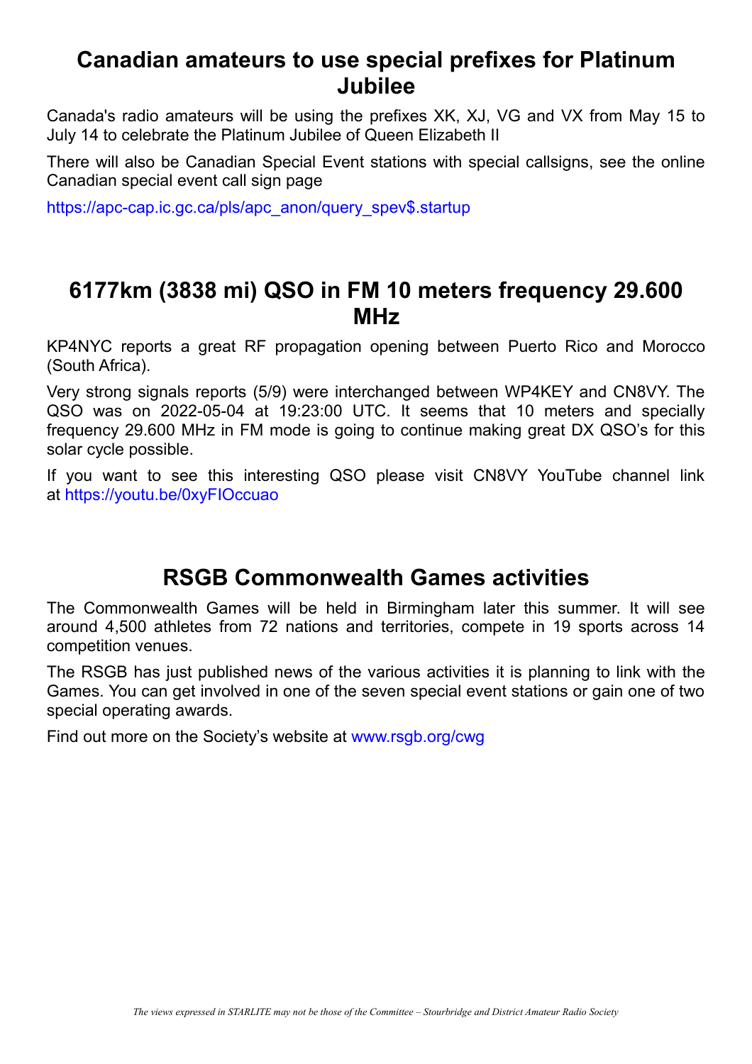## Canadian amateurs to use special prefixes for Platinum Jubilee

Canada's radio amateurs will be using the prefixes XK, XJ, VG and VX from May 15 to July 14 to celebrate the Platinum Jubilee of Queen Elizabeth II

There will also be Canadian Special Event stations with special callsigns, see the online Canadian special event call sign page

https://apc-cap.ic.gc.ca/pls/apc_anon/query_spev$.startup

## 6177km (3838 mi) QSO in FM 10 meters frequency 29.600 MHz

KP4NYC reports a great RF propagation opening between Puerto Rico and Morocco (South Africa).

Very strong signals reports (5/9) were interchanged between WP4KEY and CN8VY. The QSO was on 2022-05-04 at 19:23:00 UTC. It seems that 10 meters and specially frequency 29.600 MHz in FM mode is going to continue making great DX QSO's for this solar cycle possible.

If you want to see this interesting QSO please visit CN8VY YouTube channel link at https://youtu.be/0xyFIOccuao

## RSGB Commonwealth Games activities

The Commonwealth Games will be held in Birmingham later this summer. It will see around 4,500 athletes from 72 nations and territories, compete in 19 sports across 14 competition venues.

The RSGB has just published news of the various activities it is planning to link with the Games. You can get involved in one of the seven special event stations or gain one of two special operating awards.

Find out more on the Society's website at www.rsgb.org/cwg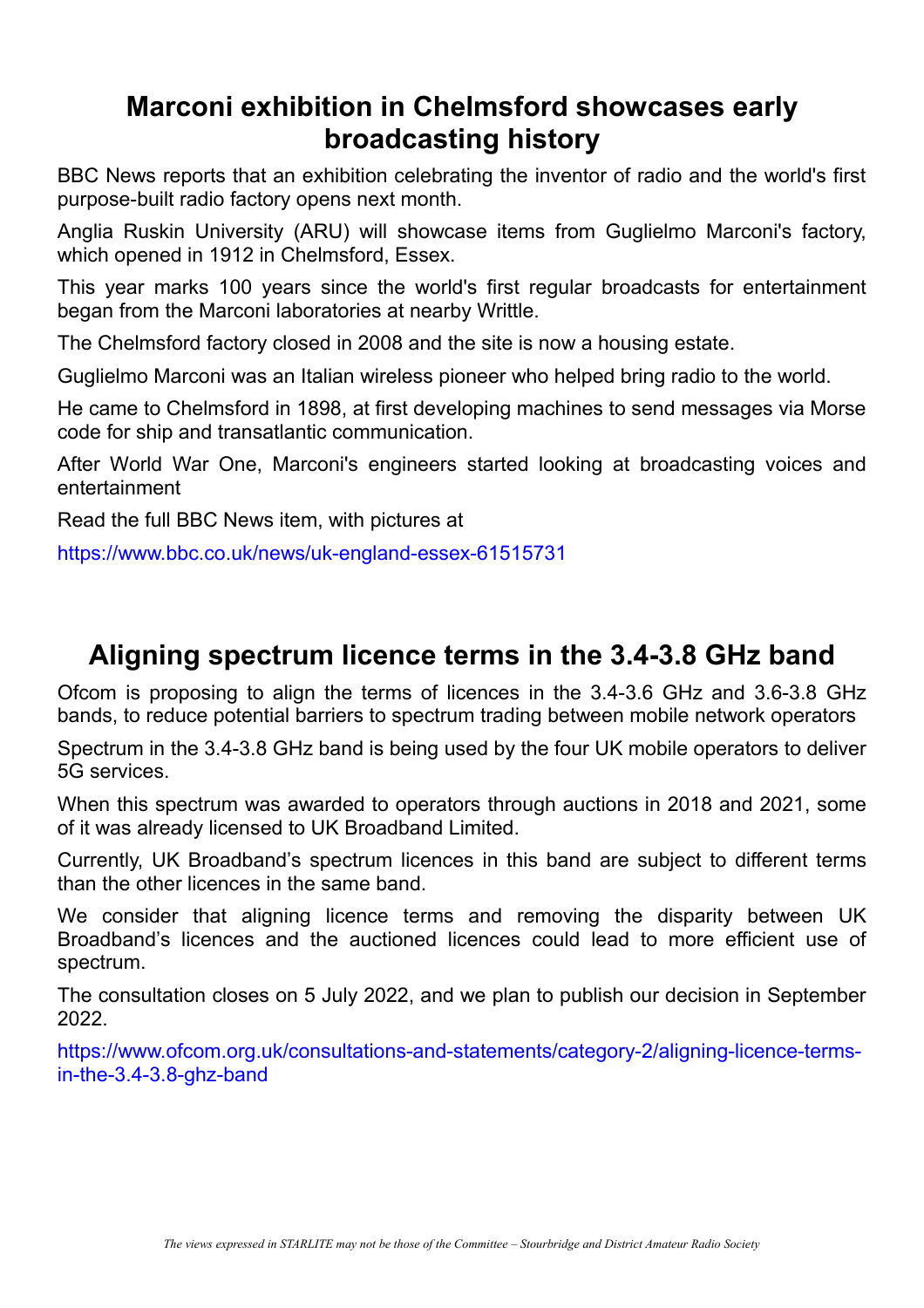# Marconi exhibition in Chelmsford showcases early broadcasting history

BBC News reports that an exhibition celebrating the inventor of radio and the world's first purpose-built radio factory opens next month.

Anglia Ruskin University (ARU) will showcase items from Guglielmo Marconi's factory, which opened in 1912 in Chelmsford, Essex.

This year marks 100 years since the world's first regular broadcasts for entertainment began from the Marconi laboratories at nearby Writtle.

The Chelmsford factory closed in 2008 and the site is now a housing estate.

Guglielmo Marconi was an Italian wireless pioneer who helped bring radio to the world.

He came to Chelmsford in 1898, at first developing machines to send messages via Morse code for ship and transatlantic communication.

After World War One, Marconi's engineers started looking at broadcasting voices and entertainment

Read the full BBC News item, with pictures at

https://www.bbc.co.uk/news/uk-england-essex-61515731

# Aligning spectrum licence terms in the 3.4-3.8 GHz band

Ofcom is proposing to align the terms of licences in the 3.4-3.6 GHz and 3.6-3.8 GHz bands, to reduce potential barriers to spectrum trading between mobile network operators

Spectrum in the 3.4-3.8 GHz band is being used by the four UK mobile operators to deliver 5G services.

When this spectrum was awarded to operators through auctions in 2018 and 2021, some of it was already licensed to UK Broadband Limited.

Currently, UK Broadband's spectrum licences in this band are subject to different terms than the other licences in the same band.

We consider that aligning licence terms and removing the disparity between UK Broadband's licences and the auctioned licences could lead to more efficient use of spectrum.

The consultation closes on 5 July 2022, and we plan to publish our decision in September 2022.

https://www.ofcom.org.uk/consultations-and-statements/category-2/aligning-licence-terms-in-the-3.4-3.8-ghz-band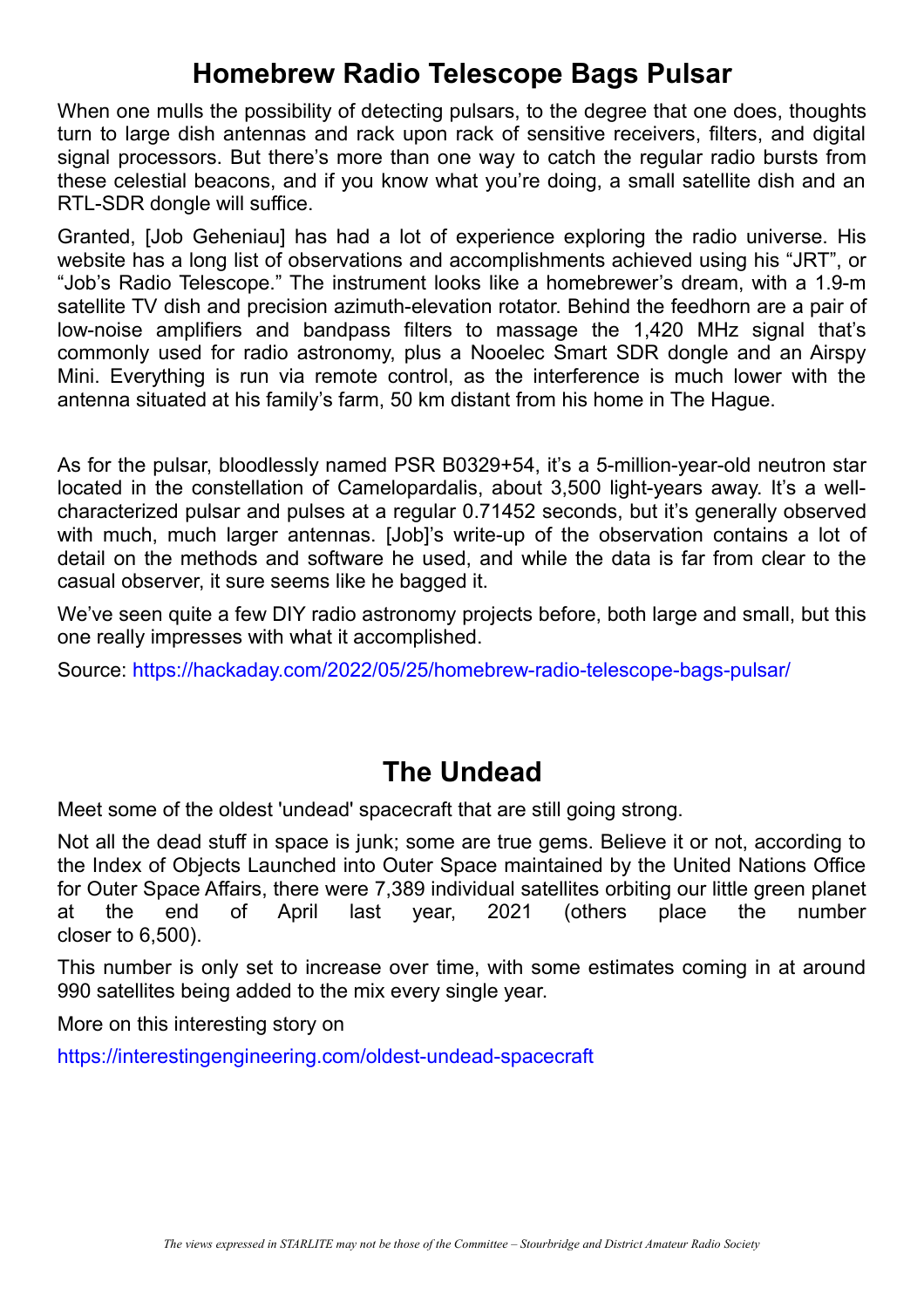## Homebrew Radio Telescope Bags Pulsar

When one mulls the possibility of detecting pulsars, to the degree that one does, thoughts turn to large dish antennas and rack upon rack of sensitive receivers, filters, and digital signal processors. But there's more than one way to catch the regular radio bursts from these celestial beacons, and if you know what you're doing, a small satellite dish and an RTL-SDR dongle will suffice.

Granted, [Job Geheniau] has had a lot of experience exploring the radio universe. His website has a long list of observations and accomplishments achieved using his "JRT", or "Job's Radio Telescope." The instrument looks like a homebrewer's dream, with a 1.9-m satellite TV dish and precision azimuth-elevation rotator. Behind the feedhorn are a pair of low-noise amplifiers and bandpass filters to massage the 1,420 MHz signal that's commonly used for radio astronomy, plus a Nooelec Smart SDR dongle and an Airspy Mini. Everything is run via remote control, as the interference is much lower with the antenna situated at his family's farm, 50 km distant from his home in The Hague.

As for the pulsar, bloodlessly named PSR B0329+54, it's a 5-million-year-old neutron star located in the constellation of Camelopardalis, about 3,500 light-years away. It's a well-characterized pulsar and pulses at a regular 0.71452 seconds, but it's generally observed with much, much larger antennas. [Job]'s write-up of the observation contains a lot of detail on the methods and software he used, and while the data is far from clear to the casual observer, it sure seems like he bagged it.

We've seen quite a few DIY radio astronomy projects before, both large and small, but this one really impresses with what it accomplished.

Source: https://hackaday.com/2022/05/25/homebrew-radio-telescope-bags-pulsar/

## The Undead

Meet some of the oldest 'undead' spacecraft that are still going strong.

Not all the dead stuff in space is junk; some are true gems. Believe it or not, according to the Index of Objects Launched into Outer Space maintained by the United Nations Office for Outer Space Affairs, there were 7,389 individual satellites orbiting our little green planet at the end of April last year, 2021 (others place the number closer to 6,500).

This number is only set to increase over time, with some estimates coming in at around 990 satellites being added to the mix every single year.

More on this interesting story on

https://interestingengineering.com/oldest-undead-spacecraft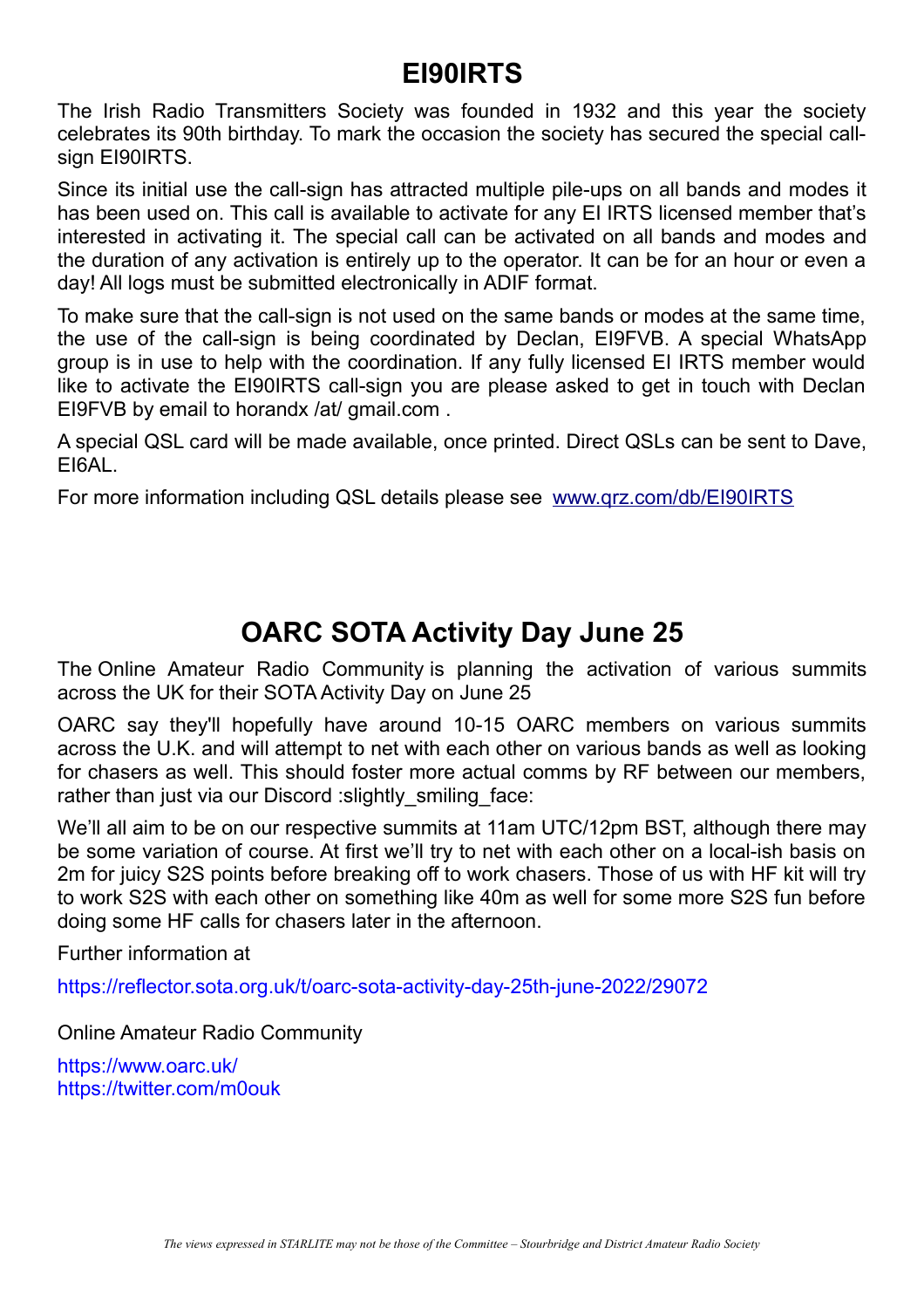# EI90IRTS

The Irish Radio Transmitters Society was founded in 1932 and this year the society celebrates its 90th birthday. To mark the occasion the society has secured the special call-sign EI90IRTS.

Since its initial use the call-sign has attracted multiple pile-ups on all bands and modes it has been used on. This call is available to activate for any EI IRTS licensed member that's interested in activating it. The special call can be activated on all bands and modes and the duration of any activation is entirely up to the operator. It can be for an hour or even a day! All logs must be submitted electronically in ADIF format.

To make sure that the call-sign is not used on the same bands or modes at the same time, the use of the call-sign is being coordinated by Declan, EI9FVB. A special WhatsApp group is in use to help with the coordination. If any fully licensed EI IRTS member would like to activate the EI90IRTS call-sign you are please asked to get in touch with Declan EI9FVB by email to horandx /at/ gmail.com .

A special QSL card will be made available, once printed. Direct QSLs can be sent to Dave, EI6AL.

For more information including QSL details please see [www.qrz.com/db/EI90IRTS](www.qrz.com/db/EI90IRTS)

# OARC SOTA Activity Day June 25

The Online Amateur Radio Community is planning the activation of various summits across the UK for their SOTA Activity Day on June 25

OARC say they'll hopefully have around 10-15 OARC members on various summits across the U.K. and will attempt to net with each other on various bands as well as looking for chasers as well. This should foster more actual comms by RF between our members, rather than just via our Discord :slightly_smiling_face:

We'll all aim to be on our respective summits at 11am UTC/12pm BST, although there may be some variation of course. At first we'll try to net with each other on a local-ish basis on 2m for juicy S2S points before breaking off to work chasers. Those of us with HF kit will try to work S2S with each other on something like 40m as well for some more S2S fun before doing some HF calls for chasers later in the afternoon.

Further information at

https://reflector.sota.org.uk/t/oarc-sota-activity-day-25th-june-2022/29072

Online Amateur Radio Community

https://www.oarc.uk/
https://twitter.com/m0ouk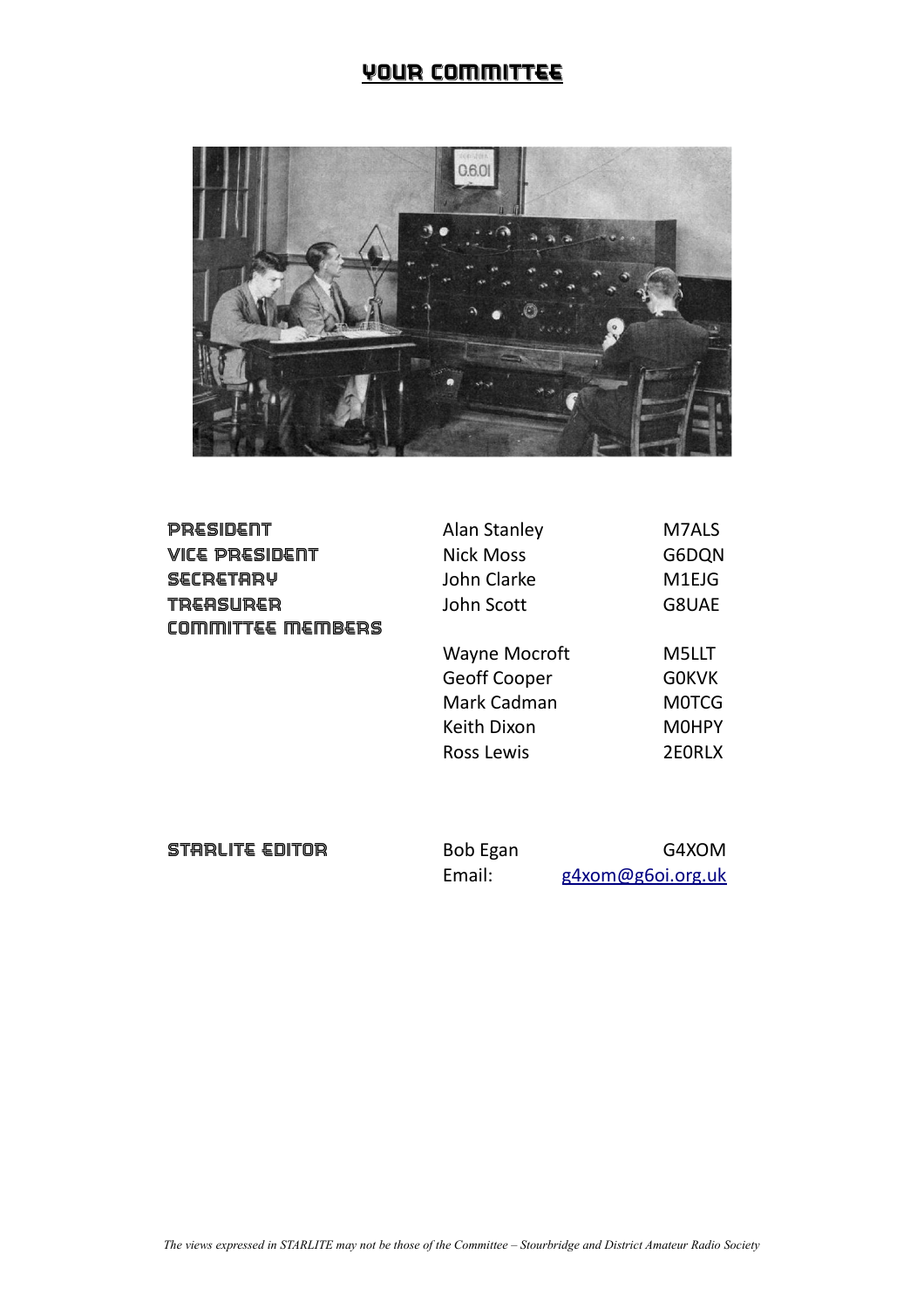# YOUR COMMITTEE

| | | |
|---|---|---|
| PRESIDENT | Alan Stanley | M7ALS |
| VICE PRESIDENT | Nick Moss | G6DQN |
| SECRETARY | John Clarke | M1EJG |
| TREASURER | John Scott | G8UAE |
| COMMITTEE MEMBERS | | |
| | Wayne Mocroft | M5LLT |
| | Geoff Cooper | G0KVK |
| | Mark Cadman | M0TCG |
| | Keith Dixon | M0HPY |
| | Ross Lewis | 2E0RLX |

| | | |
|---|---|---|
| STARLITE EDITOR | Bob Egan | G4XOM |
| | Email: | g4xom@g6oi.org.uk |

*The views expressed in STARLITE may not be those of the Committee – Stourbridge and District Amateur Radio Society*